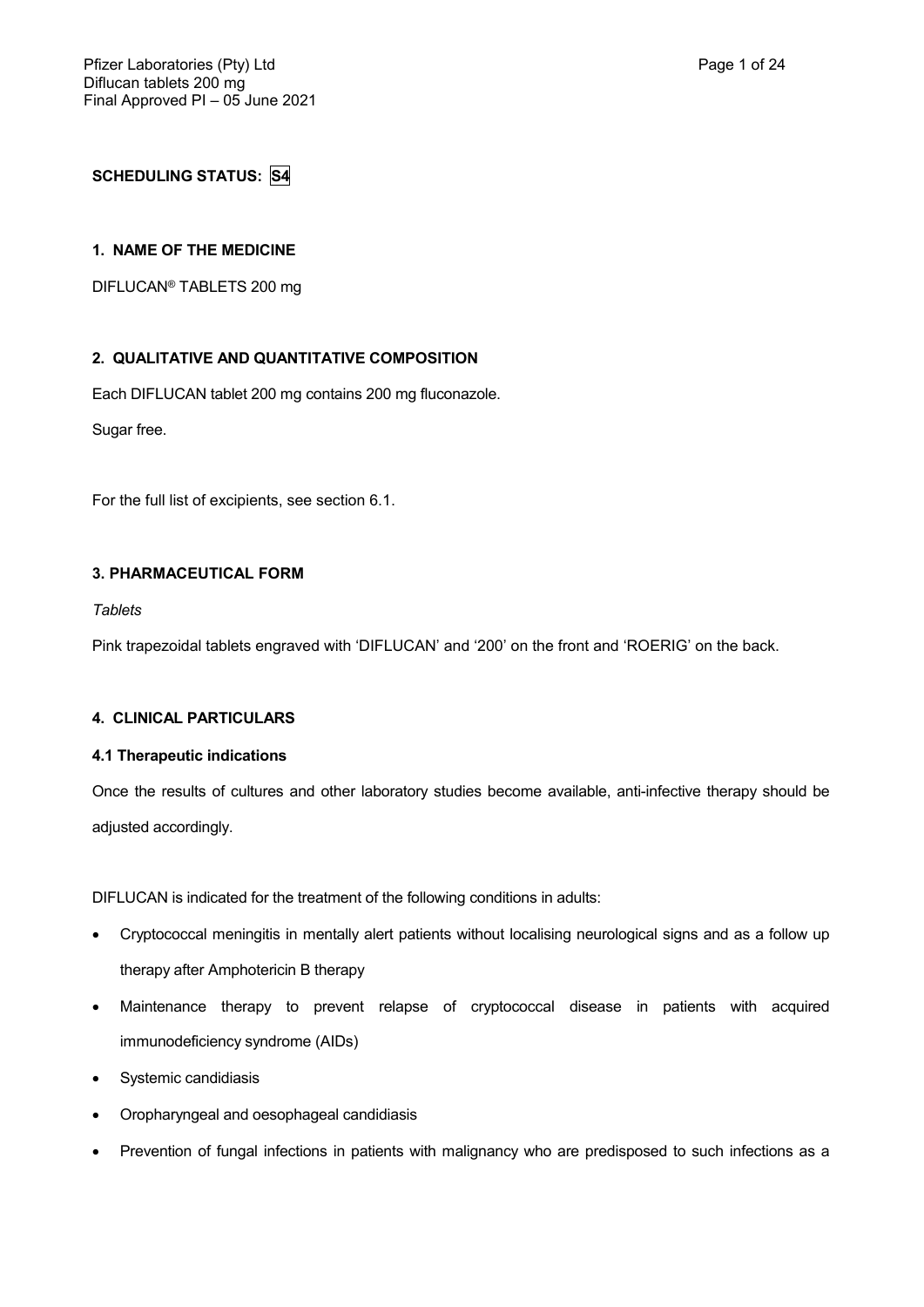**SCHEDULING STATUS: S4**

## 1. NAME OF THE MEDICINE

DIFLUCAN® TABLETS 200 mg

## 2. QUALITATIVE AND QUANTITATIVE COMPOSITION

Each DIFLUCAN tablet 200 mg contains 200 mg fluconazole.

Sugar free.

For the full list of excipients, see section 6.1.

## 3. PHARMACEUTICAL FORM

*Tablets*

Pink trapezoidal tablets engraved with 'DIFLUCAN' and '200' on the front and 'ROERIG' on the back.

## 4. CLINICAL PARTICULARS

### 4.1 Therapeutic indications

Once the results of cultures and other laboratory studies become available, anti-infective therapy should be adjusted accordingly.

DIFLUCAN is indicated for the treatment of the following conditions in adults:

- Cryptococcal meningitis in mentally alert patients without localising neurological signs and as a follow up therapy after Amphotericin B therapy
- Maintenance therapy to prevent relapse of cryptococcal disease in patients with acquired immunodeficiency syndrome (AIDs)
- Systemic candidiasis
- Oropharyngeal and oesophageal candidiasis
- Prevention of fungal infections in patients with malignancy who are predisposed to such infections as a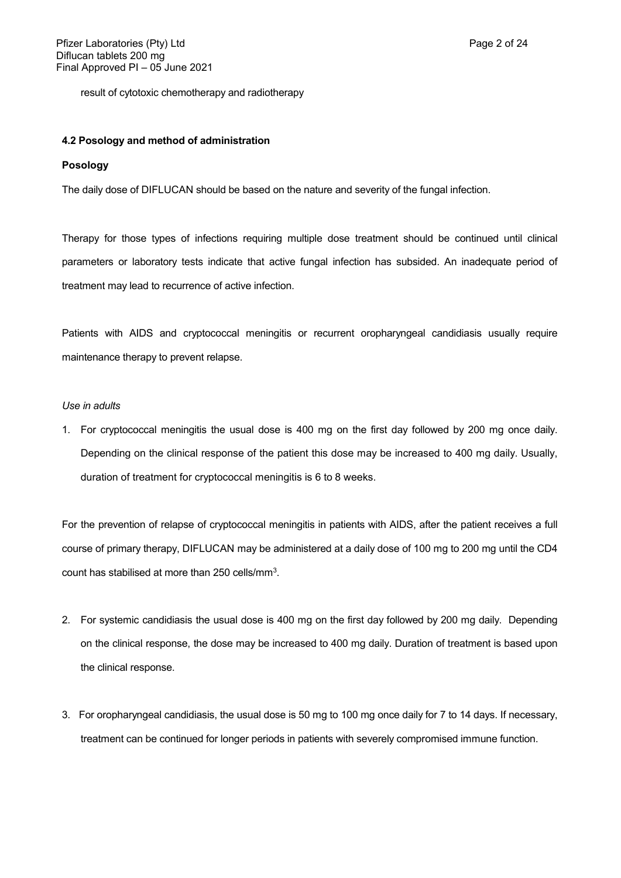result of cytotoxic chemotherapy and radiotherapy

### 4.2 Posology and method of administration

**Posology**

The daily dose of DIFLUCAN should be based on the nature and severity of the fungal infection.

Therapy for those types of infections requiring multiple dose treatment should be continued until clinical parameters or laboratory tests indicate that active fungal infection has subsided. An inadequate period of treatment may lead to recurrence of active infection.

Patients with AIDS and cryptococcal meningitis or recurrent oropharyngeal candidiasis usually require maintenance therapy to prevent relapse.

*Use in adults*

1. For cryptococcal meningitis the usual dose is 400 mg on the first day followed by 200 mg once daily. Depending on the clinical response of the patient this dose may be increased to 400 mg daily. Usually, duration of treatment for cryptococcal meningitis is 6 to 8 weeks.

For the prevention of relapse of cryptococcal meningitis in patients with AIDS, after the patient receives a full course of primary therapy, DIFLUCAN may be administered at a daily dose of 100 mg to 200 mg until the CD4 count has stabilised at more than 250 cells/$mm^3$.

2. For systemic candidiasis the usual dose is 400 mg on the first day followed by 200 mg daily. Depending on the clinical response, the dose may be increased to 400 mg daily. Duration of treatment is based upon the clinical response.

3. For oropharyngeal candidiasis, the usual dose is 50 mg to 100 mg once daily for 7 to 14 days. If necessary, treatment can be continued for longer periods in patients with severely compromised immune function.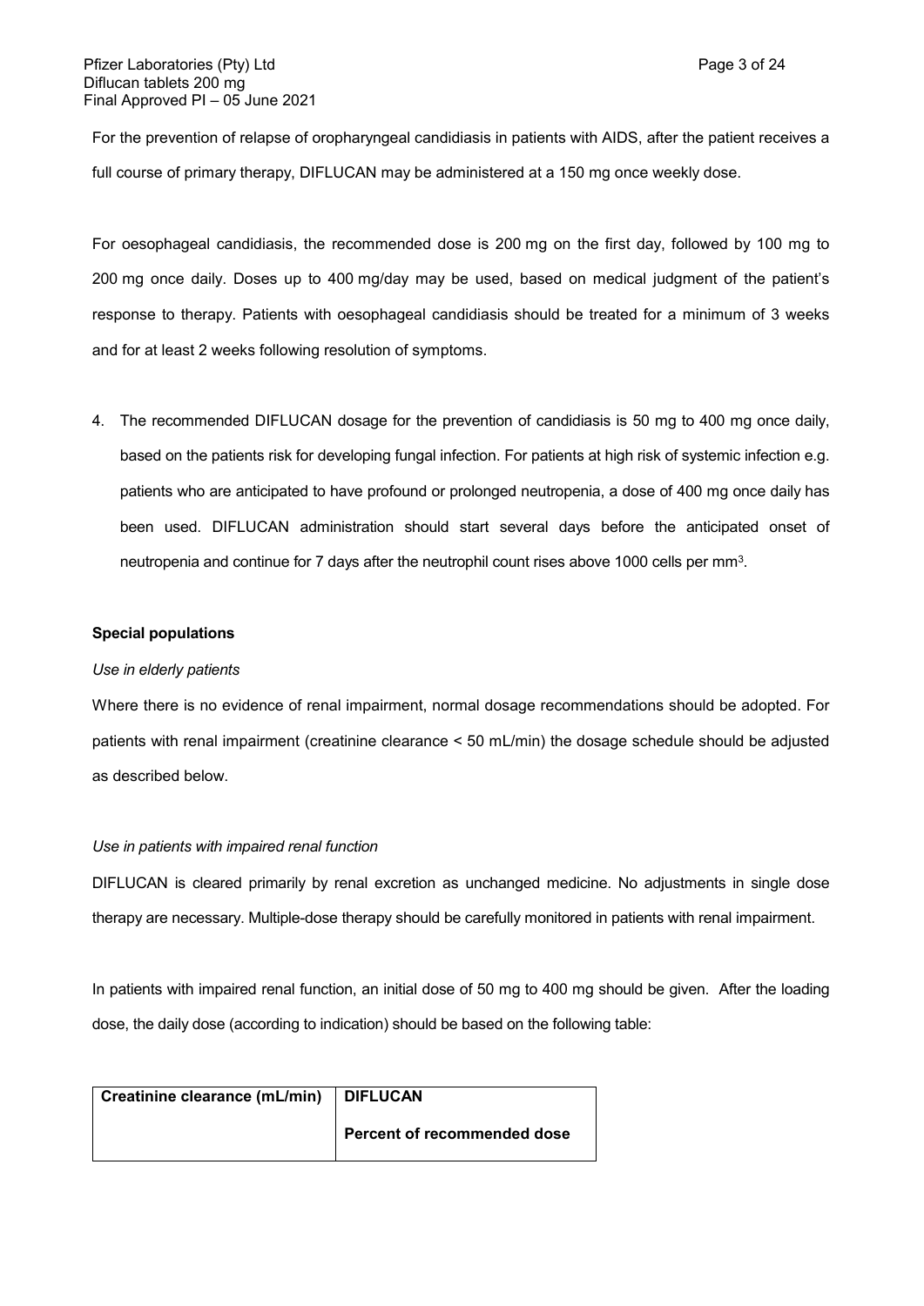For the prevention of relapse of oropharyngeal candidiasis in patients with AIDS, after the patient receives a full course of primary therapy, DIFLUCAN may be administered at a 150 mg once weekly dose.

For oesophageal candidiasis, the recommended dose is 200 mg on the first day, followed by 100 mg to 200 mg once daily. Doses up to 400 mg/day may be used, based on medical judgment of the patient's response to therapy. Patients with oesophageal candidiasis should be treated for a minimum of 3 weeks and for at least 2 weeks following resolution of symptoms.

4. The recommended DIFLUCAN dosage for the prevention of candidiasis is 50 mg to 400 mg once daily, based on the patients risk for developing fungal infection. For patients at high risk of systemic infection e.g. patients who are anticipated to have profound or prolonged neutropenia, a dose of 400 mg once daily has been used. DIFLUCAN administration should start several days before the anticipated onset of neutropenia and continue for 7 days after the neutrophil count rises above 1000 cells per $mm^3$.

**Special populations**

*Use in elderly patients*

Where there is no evidence of renal impairment, normal dosage recommendations should be adopted. For patients with renal impairment (creatinine clearance < 50 mL/min) the dosage schedule should be adjusted as described below.

*Use in patients with impaired renal function*

DIFLUCAN is cleared primarily by renal excretion as unchanged medicine. No adjustments in single dose therapy are necessary. Multiple-dose therapy should be carefully monitored in patients with renal impairment.

In patients with impaired renal function, an initial dose of 50 mg to 400 mg should be given. After the loading dose, the daily dose (according to indication) should be based on the following table:

| **Creatinine clearance (mL/min)** | **DIFLUCAN** |
|---|---|
| | **Percent of recommended dose** |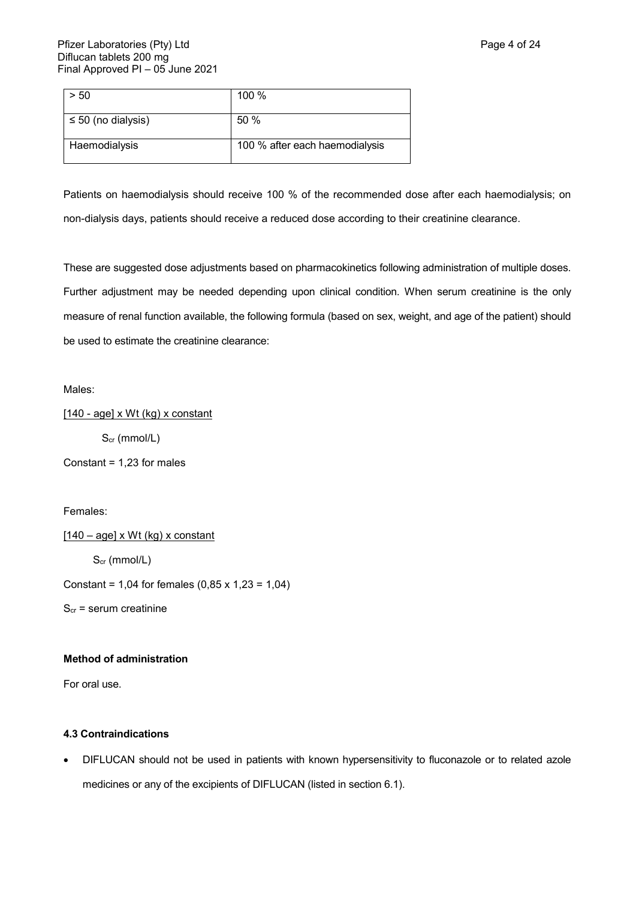| > 50 | 100 % |
|---|---|
| ≤ 50 (no dialysis) | 50 % |
| Haemodialysis | 100 % after each haemodialysis |

Patients on haemodialysis should receive 100 % of the recommended dose after each haemodialysis; on non-dialysis days, patients should receive a reduced dose according to their creatinine clearance.

These are suggested dose adjustments based on pharmacokinetics following administration of multiple doses. Further adjustment may be needed depending upon clinical condition. When serum creatinine is the only measure of renal function available, the following formula (based on sex, weight, and age of the patient) should be used to estimate the creatinine clearance:

Males:

$$\frac{[140 - \text{age}] \times \text{Wt (kg)} \times \text{constant}}{S_{cr} \text{ (mmol/L)}}$$

Constant = 1,23 for males

Females:

$$\frac{[140 - \text{age}] \times \text{Wt (kg)} \times \text{constant}}{S_{cr} \text{ (mmol/L)}}$$

Constant = 1,04 for females (0,85 x 1,23 = 1,04)

$S_{cr}$ = serum creatinine

**Method of administration**

For oral use.

### 4.3 Contraindications

- DIFLUCAN should not be used in patients with known hypersensitivity to fluconazole or to related azole medicines or any of the excipients of DIFLUCAN (listed in section 6.1).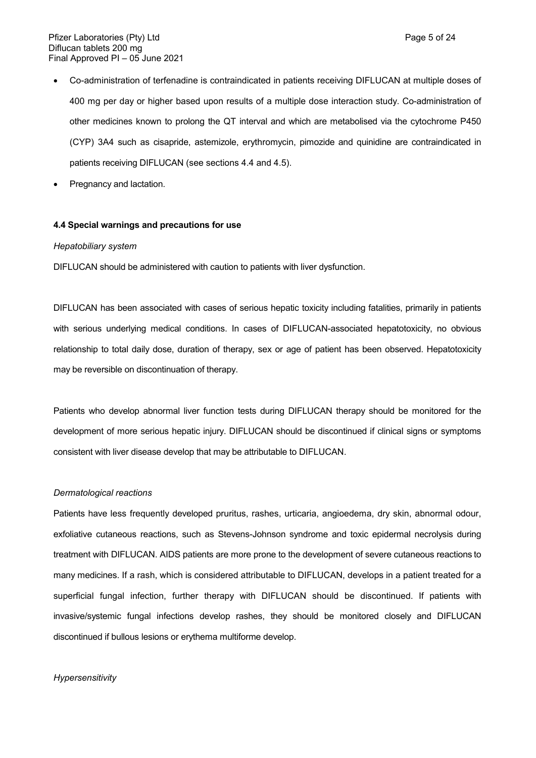- Co-administration of terfenadine is contraindicated in patients receiving DIFLUCAN at multiple doses of 400 mg per day or higher based upon results of a multiple dose interaction study. Co-administration of other medicines known to prolong the QT interval and which are metabolised via the cytochrome P450 (CYP) 3A4 such as cisapride, astemizole, erythromycin, pimozide and quinidine are contraindicated in patients receiving DIFLUCAN (see sections 4.4 and 4.5).
- Pregnancy and lactation.

**4.4 Special warnings and precautions for use**

*Hepatobiliary system*

DIFLUCAN should be administered with caution to patients with liver dysfunction.

DIFLUCAN has been associated with cases of serious hepatic toxicity including fatalities, primarily in patients with serious underlying medical conditions. In cases of DIFLUCAN-associated hepatotoxicity, no obvious relationship to total daily dose, duration of therapy, sex or age of patient has been observed. Hepatotoxicity may be reversible on discontinuation of therapy.

Patients who develop abnormal liver function tests during DIFLUCAN therapy should be monitored for the development of more serious hepatic injury. DIFLUCAN should be discontinued if clinical signs or symptoms consistent with liver disease develop that may be attributable to DIFLUCAN.

*Dermatological reactions*

Patients have less frequently developed pruritus, rashes, urticaria, angioedema, dry skin, abnormal odour, exfoliative cutaneous reactions, such as Stevens-Johnson syndrome and toxic epidermal necrolysis during treatment with DIFLUCAN. AIDS patients are more prone to the development of severe cutaneous reactions to many medicines. If a rash, which is considered attributable to DIFLUCAN, develops in a patient treated for a superficial fungal infection, further therapy with DIFLUCAN should be discontinued. If patients with invasive/systemic fungal infections develop rashes, they should be monitored closely and DIFLUCAN discontinued if bullous lesions or erythema multiforme develop.

*Hypersensitivity*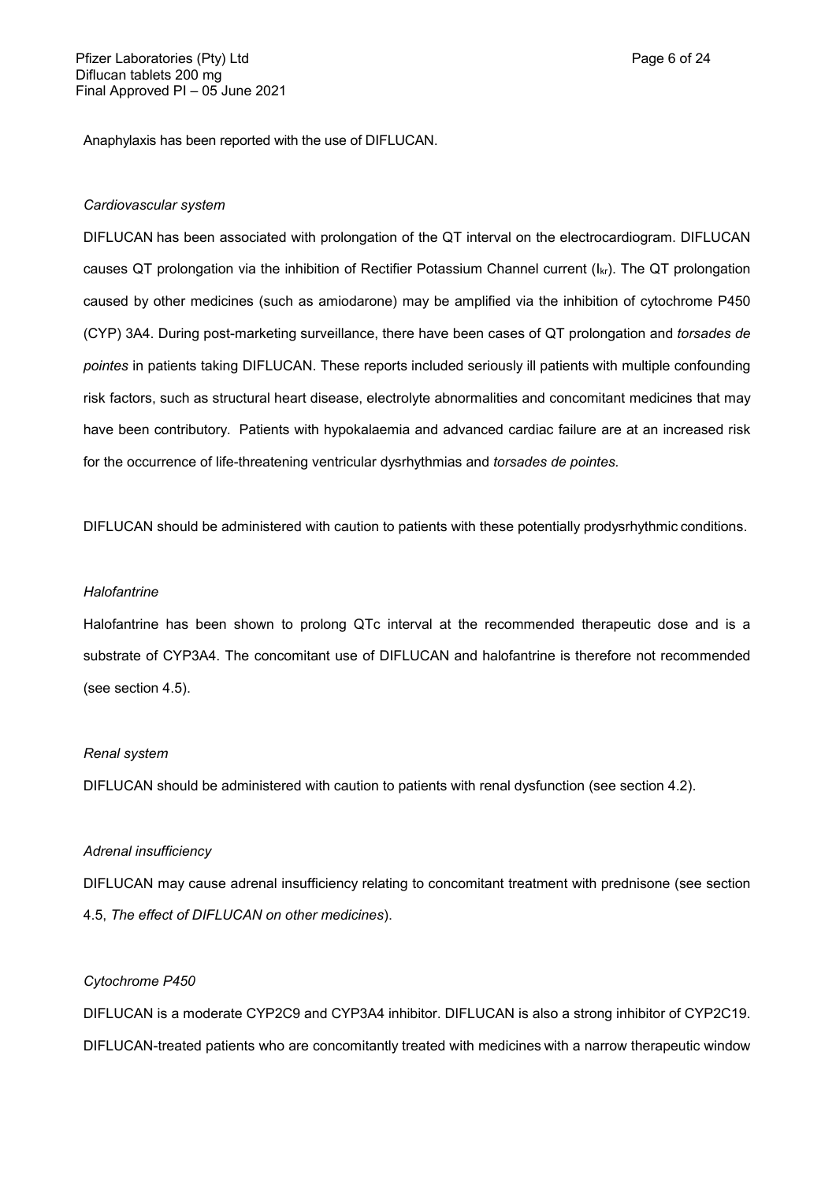Anaphylaxis has been reported with the use of DIFLUCAN.

*Cardiovascular system*

DIFLUCAN has been associated with prolongation of the QT interval on the electrocardiogram. DIFLUCAN causes QT prolongation via the inhibition of Rectifier Potassium Channel current ($I_{kr}$). The QT prolongation caused by other medicines (such as amiodarone) may be amplified via the inhibition of cytochrome P450 (CYP) 3A4. During post-marketing surveillance, there have been cases of QT prolongation and *torsades de pointes* in patients taking DIFLUCAN. These reports included seriously ill patients with multiple confounding risk factors, such as structural heart disease, electrolyte abnormalities and concomitant medicines that may have been contributory. Patients with hypokalaemia and advanced cardiac failure are at an increased risk for the occurrence of life-threatening ventricular dysrhythmias and *torsades de pointes.*

DIFLUCAN should be administered with caution to patients with these potentially prodysrhythmic conditions.

*Halofantrine*

Halofantrine has been shown to prolong QTc interval at the recommended therapeutic dose and is a substrate of CYP3A4. The concomitant use of DIFLUCAN and halofantrine is therefore not recommended (see section 4.5).

*Renal system*

DIFLUCAN should be administered with caution to patients with renal dysfunction (see section 4.2).

*Adrenal insufficiency*

DIFLUCAN may cause adrenal insufficiency relating to concomitant treatment with prednisone (see section 4.5, *The effect of DIFLUCAN on other medicines*).

*Cytochrome P450*

DIFLUCAN is a moderate CYP2C9 and CYP3A4 inhibitor. DIFLUCAN is also a strong inhibitor of CYP2C19. DIFLUCAN-treated patients who are concomitantly treated with medicines with a narrow therapeutic window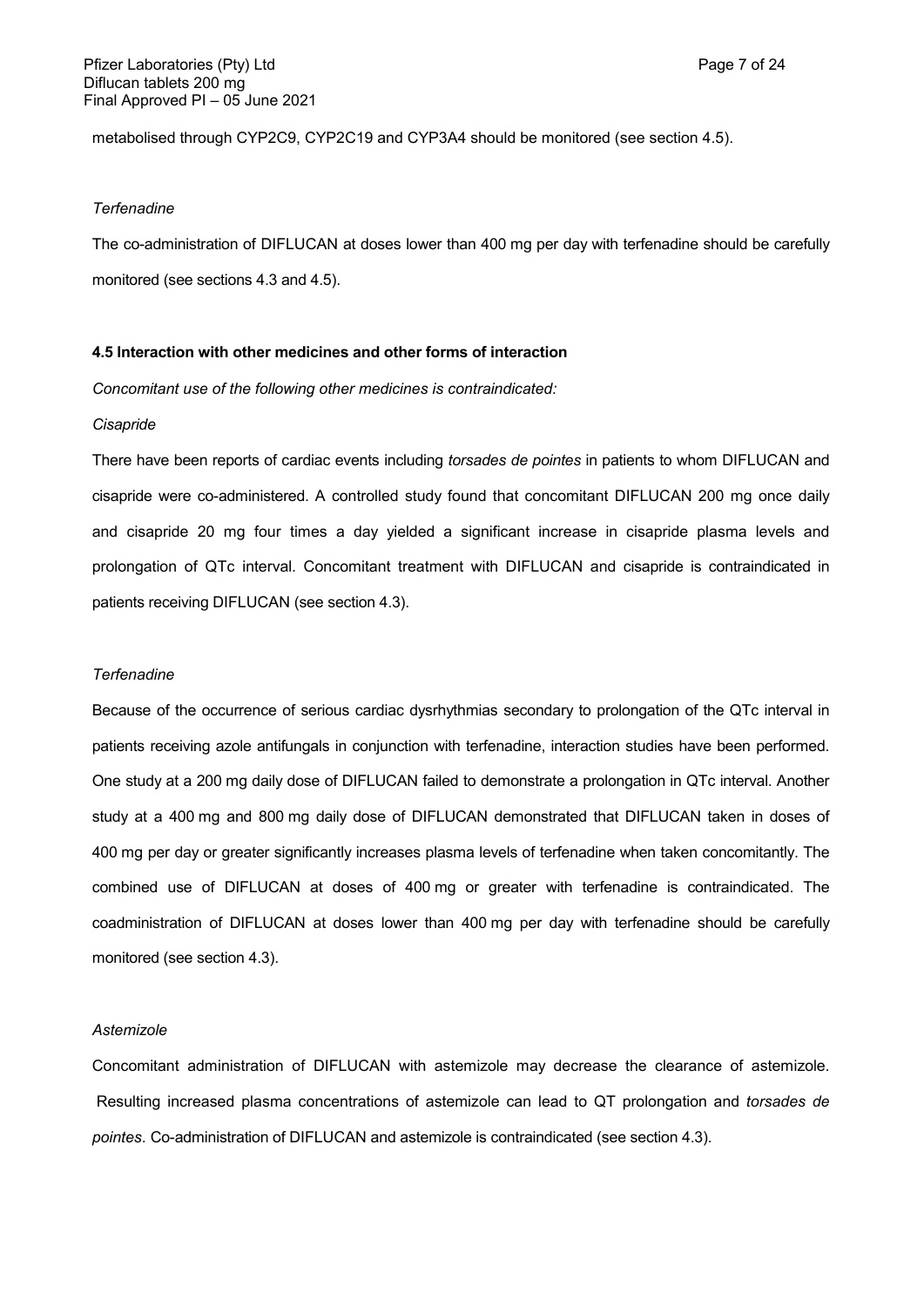metabolised through CYP2C9, CYP2C19 and CYP3A4 should be monitored (see section 4.5).

*Terfenadine*

The co-administration of DIFLUCAN at doses lower than 400 mg per day with terfenadine should be carefully monitored (see sections 4.3 and 4.5).

### 4.5 Interaction with other medicines and other forms of interaction

*Concomitant use of the following other medicines is contraindicated:*

*Cisapride*

There have been reports of cardiac events including *torsades de pointes* in patients to whom DIFLUCAN and cisapride were co-administered. A controlled study found that concomitant DIFLUCAN 200 mg once daily and cisapride 20 mg four times a day yielded a significant increase in cisapride plasma levels and prolongation of QTc interval. Concomitant treatment with DIFLUCAN and cisapride is contraindicated in patients receiving DIFLUCAN (see section 4.3).

*Terfenadine*

Because of the occurrence of serious cardiac dysrhythmias secondary to prolongation of the QTc interval in patients receiving azole antifungals in conjunction with terfenadine, interaction studies have been performed. One study at a 200 mg daily dose of DIFLUCAN failed to demonstrate a prolongation in QTc interval. Another study at a 400 mg and 800 mg daily dose of DIFLUCAN demonstrated that DIFLUCAN taken in doses of 400 mg per day or greater significantly increases plasma levels of terfenadine when taken concomitantly. The combined use of DIFLUCAN at doses of 400 mg or greater with terfenadine is contraindicated. The coadministration of DIFLUCAN at doses lower than 400 mg per day with terfenadine should be carefully monitored (see section 4.3).

*Astemizole*

Concomitant administration of DIFLUCAN with astemizole may decrease the clearance of astemizole. Resulting increased plasma concentrations of astemizole can lead to QT prolongation and *torsades de pointes*. Co-administration of DIFLUCAN and astemizole is contraindicated (see section 4.3).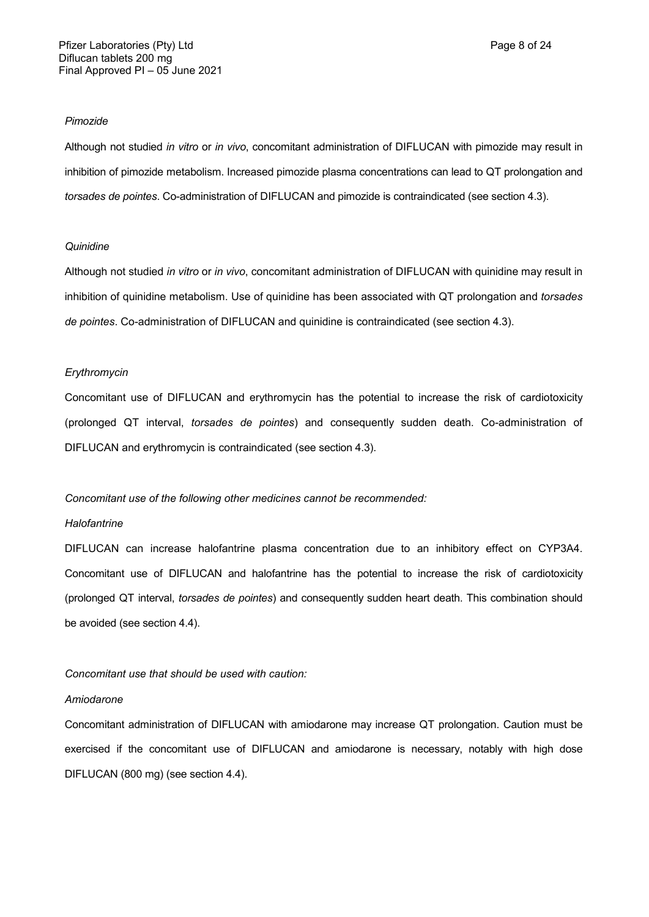*Pimozide*

Although not studied *in vitro* or *in vivo*, concomitant administration of DIFLUCAN with pimozide may result in inhibition of pimozide metabolism. Increased pimozide plasma concentrations can lead to QT prolongation and *torsades de pointes*. Co-administration of DIFLUCAN and pimozide is contraindicated (see section 4.3).

*Quinidine*

Although not studied *in vitro* or *in vivo*, concomitant administration of DIFLUCAN with quinidine may result in inhibition of quinidine metabolism. Use of quinidine has been associated with QT prolongation and *torsades de pointes*. Co-administration of DIFLUCAN and quinidine is contraindicated (see section 4.3).

*Erythromycin*

Concomitant use of DIFLUCAN and erythromycin has the potential to increase the risk of cardiotoxicity (prolonged QT interval, *torsades de pointes*) and consequently sudden death. Co-administration of DIFLUCAN and erythromycin is contraindicated (see section 4.3).

*Concomitant use of the following other medicines cannot be recommended:*

*Halofantrine*

DIFLUCAN can increase halofantrine plasma concentration due to an inhibitory effect on CYP3A4. Concomitant use of DIFLUCAN and halofantrine has the potential to increase the risk of cardiotoxicity (prolonged QT interval, *torsades de pointes*) and consequently sudden heart death. This combination should be avoided (see section 4.4).

*Concomitant use that should be used with caution:*

*Amiodarone*

Concomitant administration of DIFLUCAN with amiodarone may increase QT prolongation. Caution must be exercised if the concomitant use of DIFLUCAN and amiodarone is necessary, notably with high dose DIFLUCAN (800 mg) (see section 4.4).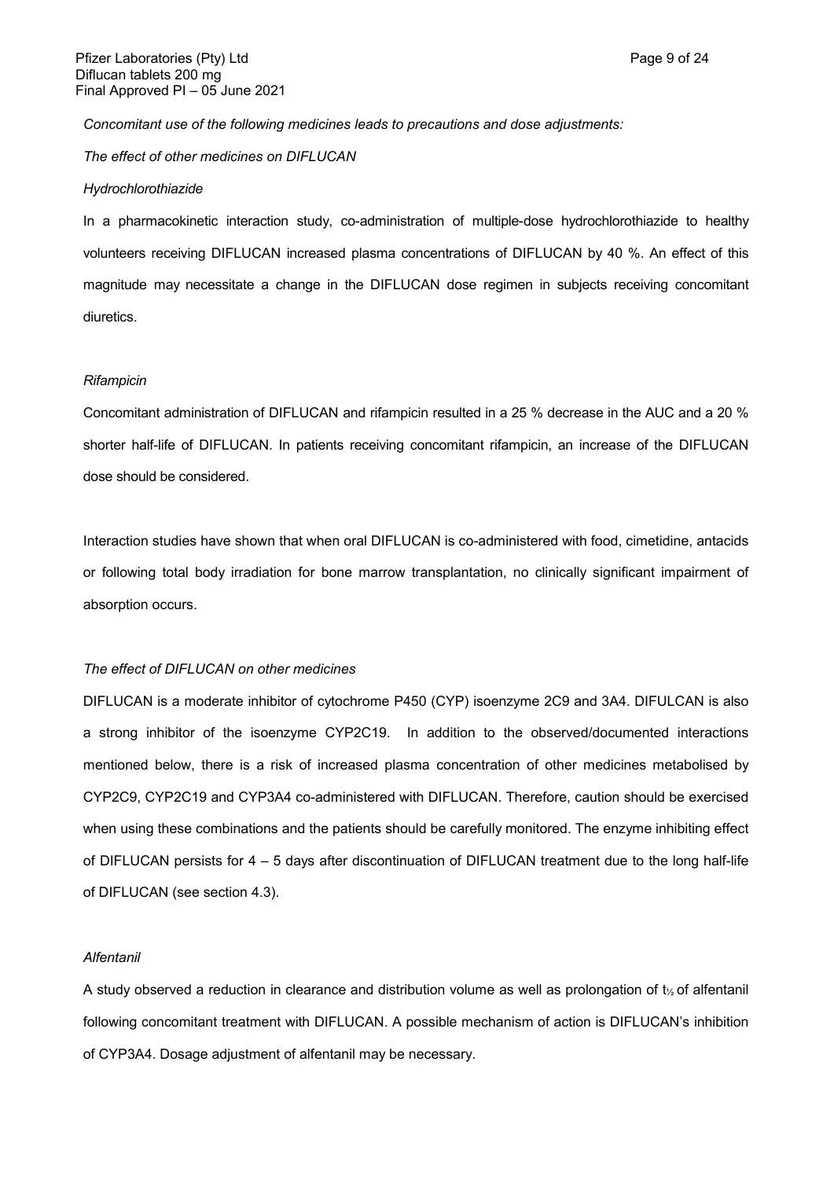*Concomitant use of the following medicines leads to precautions and dose adjustments:*

*The effect of other medicines on DIFLUCAN*

*Hydrochlorothiazide*

In a pharmacokinetic interaction study, co-administration of multiple-dose hydrochlorothiazide to healthy volunteers receiving DIFLUCAN increased plasma concentrations of DIFLUCAN by 40 %. An effect of this magnitude may necessitate a change in the DIFLUCAN dose regimen in subjects receiving concomitant diuretics.

*Rifampicin*

Concomitant administration of DIFLUCAN and rifampicin resulted in a 25 % decrease in the AUC and a 20 % shorter half-life of DIFLUCAN. In patients receiving concomitant rifampicin, an increase of the DIFLUCAN dose should be considered.

Interaction studies have shown that when oral DIFLUCAN is co-administered with food, cimetidine, antacids or following total body irradiation for bone marrow transplantation, no clinically significant impairment of absorption occurs.

*The effect of DIFLUCAN on other medicines*

DIFLUCAN is a moderate inhibitor of cytochrome P450 (CYP) isoenzyme 2C9 and 3A4. DIFULCAN is also a strong inhibitor of the isoenzyme CYP2C19. In addition to the observed/documented interactions mentioned below, there is a risk of increased plasma concentration of other medicines metabolised by CYP2C9, CYP2C19 and CYP3A4 co-administered with DIFLUCAN. Therefore, caution should be exercised when using these combinations and the patients should be carefully monitored. The enzyme inhibiting effect of DIFLUCAN persists for 4 – 5 days after discontinuation of DIFLUCAN treatment due to the long half-life of DIFLUCAN (see section 4.3).

*Alfentanil*

A study observed a reduction in clearance and distribution volume as well as prolongation of $t_{½}$ of alfentanil following concomitant treatment with DIFLUCAN. A possible mechanism of action is DIFLUCAN's inhibition of CYP3A4. Dosage adjustment of alfentanil may be necessary.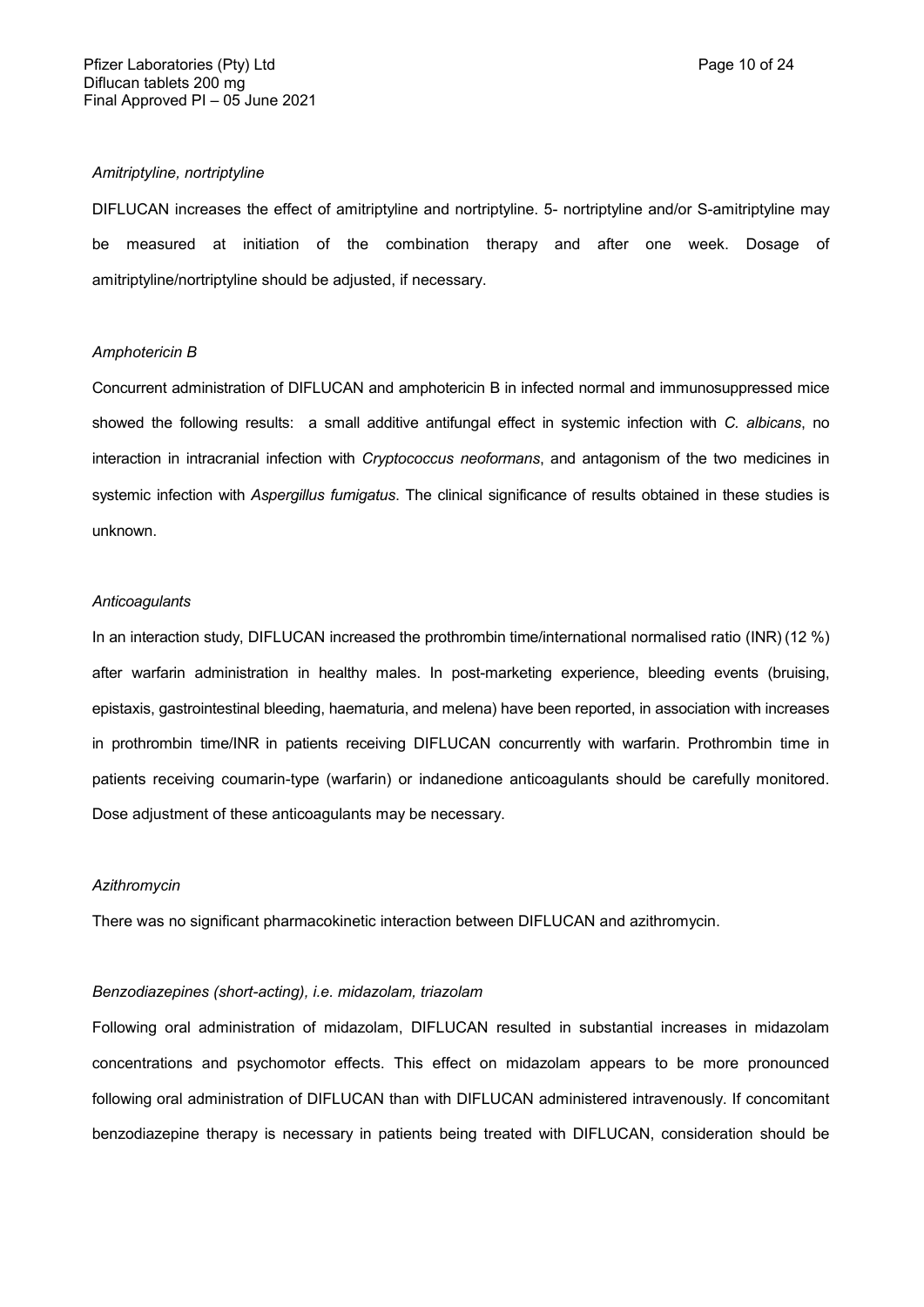*Amitriptyline, nortriptyline*

DIFLUCAN increases the effect of amitriptyline and nortriptyline. 5- nortriptyline and/or S-amitriptyline may be measured at initiation of the combination therapy and after one week. Dosage of amitriptyline/nortriptyline should be adjusted, if necessary.

*Amphotericin B*

Concurrent administration of DIFLUCAN and amphotericin B in infected normal and immunosuppressed mice showed the following results: a small additive antifungal effect in systemic infection with *C. albicans*, no interaction in intracranial infection with *Cryptococcus neoformans*, and antagonism of the two medicines in systemic infection with *Aspergillus fumigatus*. The clinical significance of results obtained in these studies is unknown.

*Anticoagulants*

In an interaction study, DIFLUCAN increased the prothrombin time/international normalised ratio (INR) (12 %) after warfarin administration in healthy males. In post-marketing experience, bleeding events (bruising, epistaxis, gastrointestinal bleeding, haematuria, and melena) have been reported, in association with increases in prothrombin time/INR in patients receiving DIFLUCAN concurrently with warfarin. Prothrombin time in patients receiving coumarin-type (warfarin) or indanedione anticoagulants should be carefully monitored. Dose adjustment of these anticoagulants may be necessary.

*Azithromycin*

There was no significant pharmacokinetic interaction between DIFLUCAN and azithromycin.

*Benzodiazepines (short-acting), i.e. midazolam, triazolam*

Following oral administration of midazolam, DIFLUCAN resulted in substantial increases in midazolam concentrations and psychomotor effects. This effect on midazolam appears to be more pronounced following oral administration of DIFLUCAN than with DIFLUCAN administered intravenously. If concomitant benzodiazepine therapy is necessary in patients being treated with DIFLUCAN, consideration should be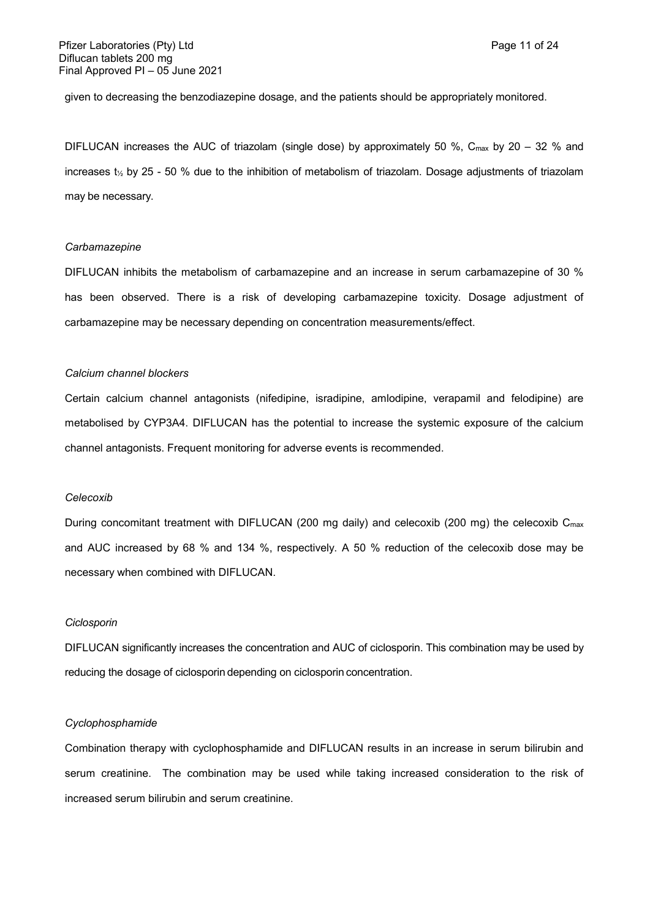given to decreasing the benzodiazepine dosage, and the patients should be appropriately monitored.

DIFLUCAN increases the AUC of triazolam (single dose) by approximately 50 %, $C_{max}$ by 20 – 32 % and increases $t_{½}$ by 25 - 50 % due to the inhibition of metabolism of triazolam. Dosage adjustments of triazolam may be necessary.

*Carbamazepine*

DIFLUCAN inhibits the metabolism of carbamazepine and an increase in serum carbamazepine of 30 % has been observed. There is a risk of developing carbamazepine toxicity. Dosage adjustment of carbamazepine may be necessary depending on concentration measurements/effect.

*Calcium channel blockers*

Certain calcium channel antagonists (nifedipine, isradipine, amlodipine, verapamil and felodipine) are metabolised by CYP3A4. DIFLUCAN has the potential to increase the systemic exposure of the calcium channel antagonists. Frequent monitoring for adverse events is recommended.

*Celecoxib*

During concomitant treatment with DIFLUCAN (200 mg daily) and celecoxib (200 mg) the celecoxib $C_{max}$ and AUC increased by 68 % and 134 %, respectively. A 50 % reduction of the celecoxib dose may be necessary when combined with DIFLUCAN.

*Ciclosporin*

DIFLUCAN significantly increases the concentration and AUC of ciclosporin. This combination may be used by reducing the dosage of ciclosporin depending on ciclosporin concentration.

*Cyclophosphamide*

Combination therapy with cyclophosphamide and DIFLUCAN results in an increase in serum bilirubin and serum creatinine. The combination may be used while taking increased consideration to the risk of increased serum bilirubin and serum creatinine.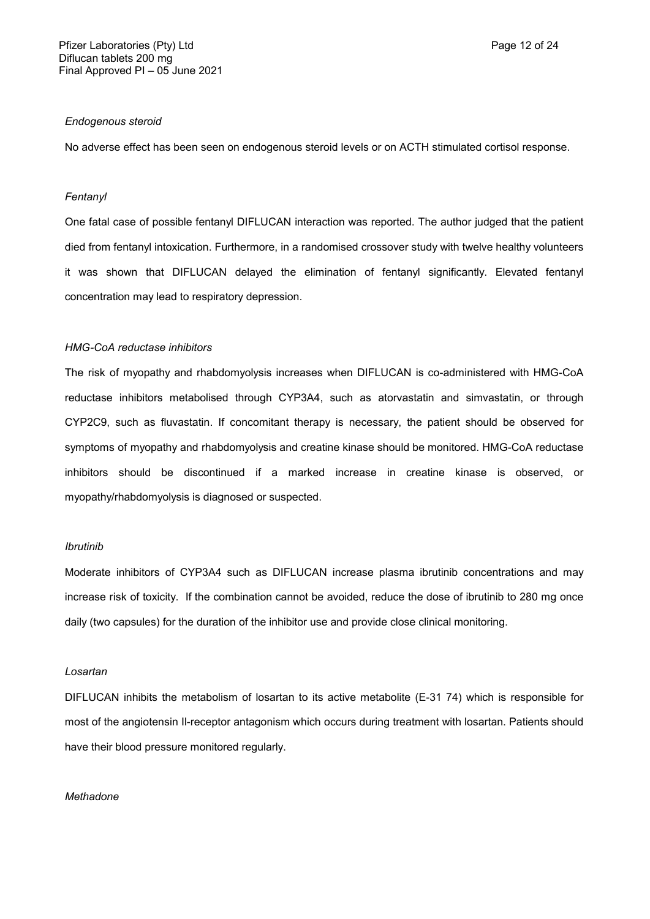*Endogenous steroid*

No adverse effect has been seen on endogenous steroid levels or on ACTH stimulated cortisol response.

*Fentanyl*

One fatal case of possible fentanyl DIFLUCAN interaction was reported. The author judged that the patient died from fentanyl intoxication. Furthermore, in a randomised crossover study with twelve healthy volunteers it was shown that DIFLUCAN delayed the elimination of fentanyl significantly. Elevated fentanyl concentration may lead to respiratory depression.

*HMG-CoA reductase inhibitors*

The risk of myopathy and rhabdomyolysis increases when DIFLUCAN is co-administered with HMG-CoA reductase inhibitors metabolised through CYP3A4, such as atorvastatin and simvastatin, or through CYP2C9, such as fluvastatin. If concomitant therapy is necessary, the patient should be observed for symptoms of myopathy and rhabdomyolysis and creatine kinase should be monitored. HMG-CoA reductase inhibitors should be discontinued if a marked increase in creatine kinase is observed, or myopathy/rhabdomyolysis is diagnosed or suspected.

*Ibrutinib*

Moderate inhibitors of CYP3A4 such as DIFLUCAN increase plasma ibrutinib concentrations and may increase risk of toxicity. If the combination cannot be avoided, reduce the dose of ibrutinib to 280 mg once daily (two capsules) for the duration of the inhibitor use and provide close clinical monitoring.

*Losartan*

DIFLUCAN inhibits the metabolism of losartan to its active metabolite (E-31 74) which is responsible for most of the angiotensin II-receptor antagonism which occurs during treatment with losartan. Patients should have their blood pressure monitored regularly.

*Methadone*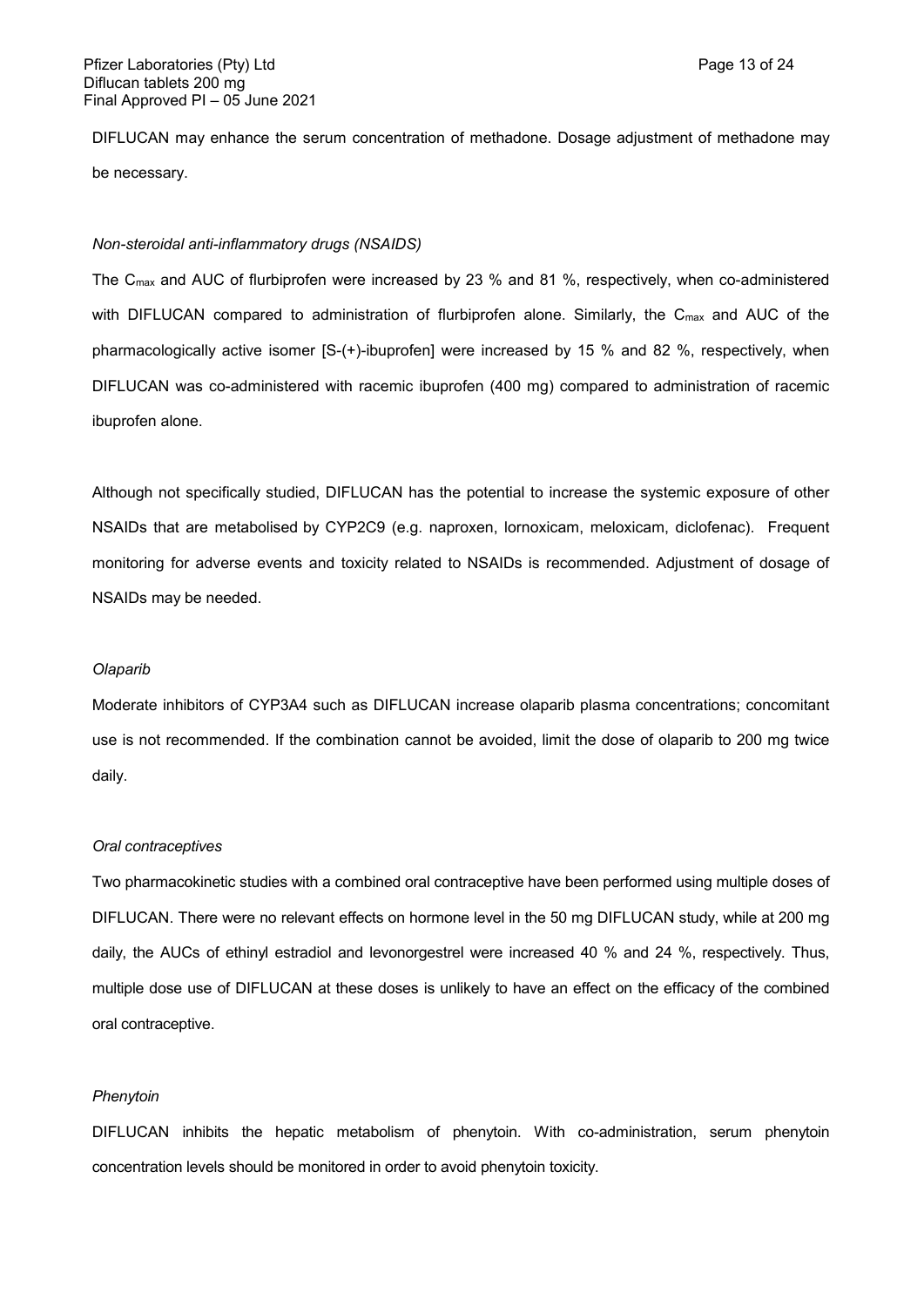DIFLUCAN may enhance the serum concentration of methadone. Dosage adjustment of methadone may be necessary.

*Non-steroidal anti-inflammatory drugs (NSAIDS)*

The $C_{max}$ and AUC of flurbiprofen were increased by 23 % and 81 %, respectively, when co-administered with DIFLUCAN compared to administration of flurbiprofen alone. Similarly, the $C_{max}$ and AUC of the pharmacologically active isomer [S-(+)-ibuprofen] were increased by 15 % and 82 %, respectively, when DIFLUCAN was co-administered with racemic ibuprofen (400 mg) compared to administration of racemic ibuprofen alone.

Although not specifically studied, DIFLUCAN has the potential to increase the systemic exposure of other NSAIDs that are metabolised by CYP2C9 (e.g. naproxen, lornoxicam, meloxicam, diclofenac). Frequent monitoring for adverse events and toxicity related to NSAIDs is recommended. Adjustment of dosage of NSAIDs may be needed.

*Olaparib*

Moderate inhibitors of CYP3A4 such as DIFLUCAN increase olaparib plasma concentrations; concomitant use is not recommended. If the combination cannot be avoided, limit the dose of olaparib to 200 mg twice daily.

*Oral contraceptives*

Two pharmacokinetic studies with a combined oral contraceptive have been performed using multiple doses of DIFLUCAN. There were no relevant effects on hormone level in the 50 mg DIFLUCAN study, while at 200 mg daily, the AUCs of ethinyl estradiol and levonorgestrel were increased 40 % and 24 %, respectively. Thus, multiple dose use of DIFLUCAN at these doses is unlikely to have an effect on the efficacy of the combined oral contraceptive.

*Phenytoin*

DIFLUCAN inhibits the hepatic metabolism of phenytoin. With co-administration, serum phenytoin concentration levels should be monitored in order to avoid phenytoin toxicity.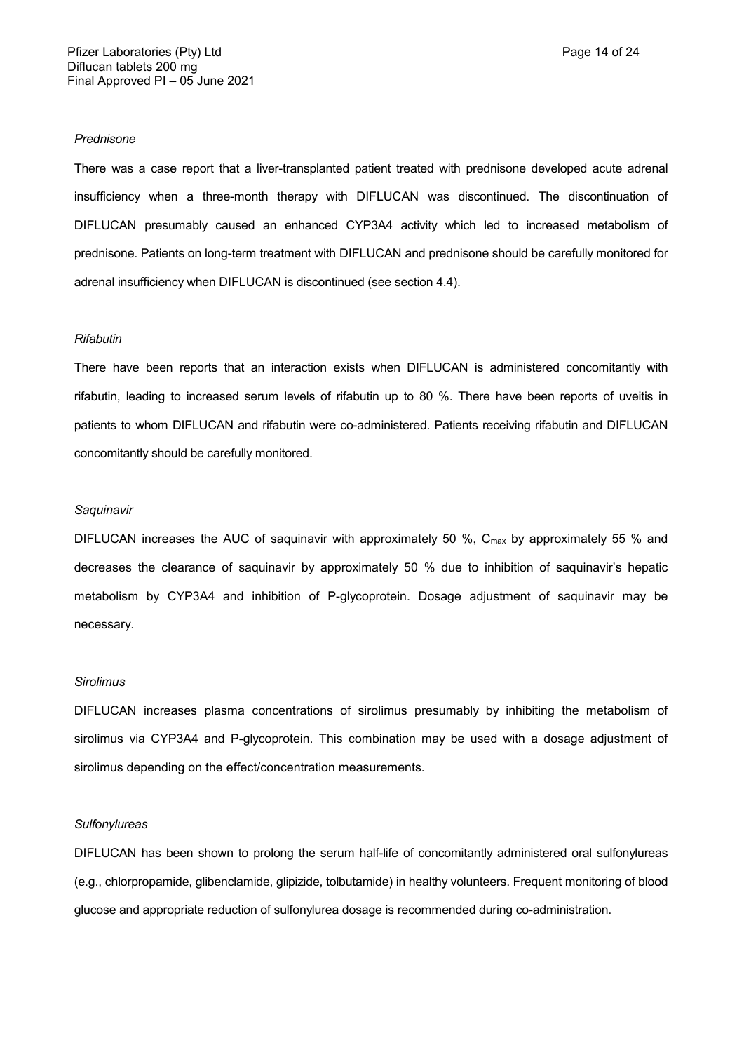*Prednisone*

There was a case report that a liver-transplanted patient treated with prednisone developed acute adrenal insufficiency when a three-month therapy with DIFLUCAN was discontinued. The discontinuation of DIFLUCAN presumably caused an enhanced CYP3A4 activity which led to increased metabolism of prednisone. Patients on long-term treatment with DIFLUCAN and prednisone should be carefully monitored for adrenal insufficiency when DIFLUCAN is discontinued (see section 4.4).

*Rifabutin*

There have been reports that an interaction exists when DIFLUCAN is administered concomitantly with rifabutin, leading to increased serum levels of rifabutin up to 80 %. There have been reports of uveitis in patients to whom DIFLUCAN and rifabutin were co-administered. Patients receiving rifabutin and DIFLUCAN concomitantly should be carefully monitored.

*Saquinavir*

DIFLUCAN increases the AUC of saquinavir with approximately 50 %, $C_{max}$ by approximately 55 % and decreases the clearance of saquinavir by approximately 50 % due to inhibition of saquinavir's hepatic metabolism by CYP3A4 and inhibition of P-glycoprotein. Dosage adjustment of saquinavir may be necessary.

*Sirolimus*

DIFLUCAN increases plasma concentrations of sirolimus presumably by inhibiting the metabolism of sirolimus via CYP3A4 and P-glycoprotein. This combination may be used with a dosage adjustment of sirolimus depending on the effect/concentration measurements.

*Sulfonylureas*

DIFLUCAN has been shown to prolong the serum half-life of concomitantly administered oral sulfonylureas (e.g., chlorpropamide, glibenclamide, glipizide, tolbutamide) in healthy volunteers. Frequent monitoring of blood glucose and appropriate reduction of sulfonylurea dosage is recommended during co-administration.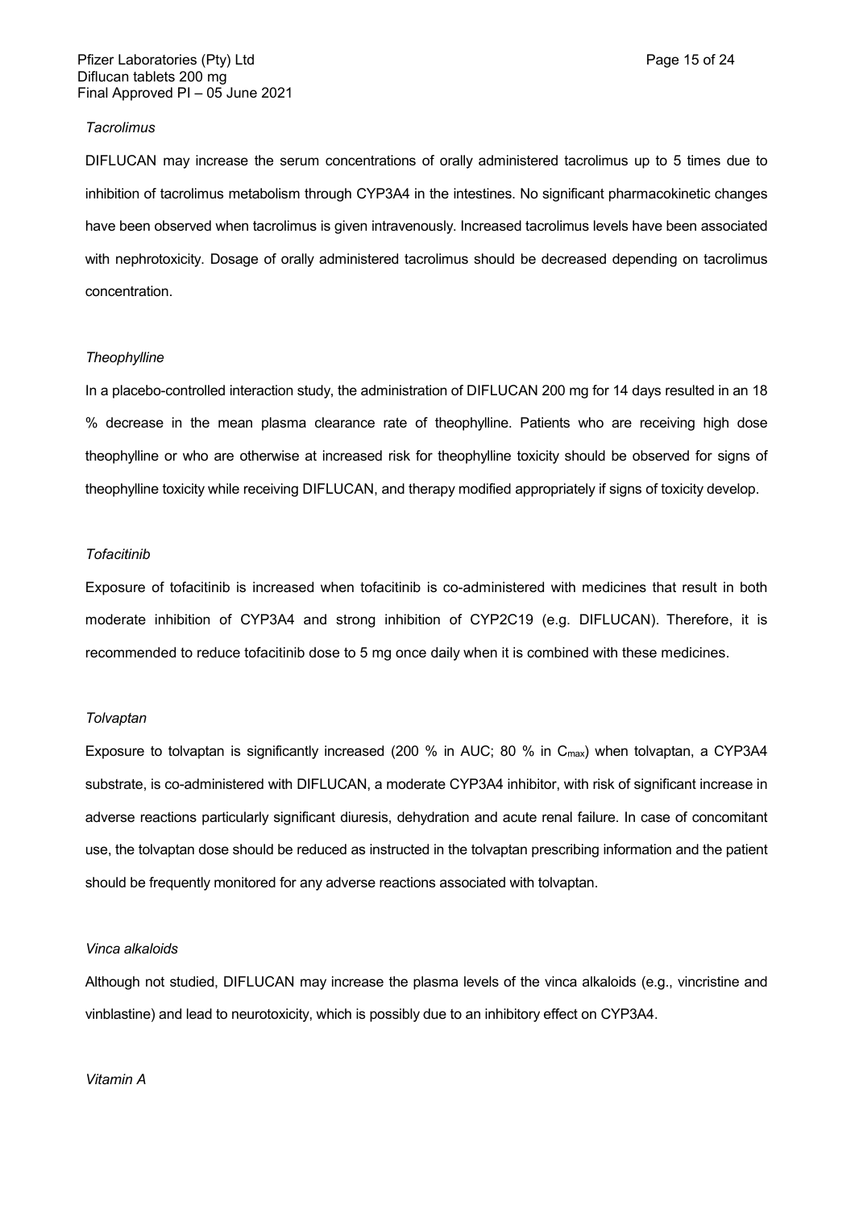*Tacrolimus*

DIFLUCAN may increase the serum concentrations of orally administered tacrolimus up to 5 times due to inhibition of tacrolimus metabolism through CYP3A4 in the intestines. No significant pharmacokinetic changes have been observed when tacrolimus is given intravenously. Increased tacrolimus levels have been associated with nephrotoxicity. Dosage of orally administered tacrolimus should be decreased depending on tacrolimus concentration.

*Theophylline*

In a placebo-controlled interaction study, the administration of DIFLUCAN 200 mg for 14 days resulted in an 18 % decrease in the mean plasma clearance rate of theophylline. Patients who are receiving high dose theophylline or who are otherwise at increased risk for theophylline toxicity should be observed for signs of theophylline toxicity while receiving DIFLUCAN, and therapy modified appropriately if signs of toxicity develop.

*Tofacitinib*

Exposure of tofacitinib is increased when tofacitinib is co-administered with medicines that result in both moderate inhibition of CYP3A4 and strong inhibition of CYP2C19 (e.g. DIFLUCAN). Therefore, it is recommended to reduce tofacitinib dose to 5 mg once daily when it is combined with these medicines.

*Tolvaptan*

Exposure to tolvaptan is significantly increased (200 % in AUC; 80 % in $C_{max}$) when tolvaptan, a CYP3A4 substrate, is co-administered with DIFLUCAN, a moderate CYP3A4 inhibitor, with risk of significant increase in adverse reactions particularly significant diuresis, dehydration and acute renal failure. In case of concomitant use, the tolvaptan dose should be reduced as instructed in the tolvaptan prescribing information and the patient should be frequently monitored for any adverse reactions associated with tolvaptan.

*Vinca alkaloids*

Although not studied, DIFLUCAN may increase the plasma levels of the vinca alkaloids (e.g., vincristine and vinblastine) and lead to neurotoxicity, which is possibly due to an inhibitory effect on CYP3A4.

*Vitamin A*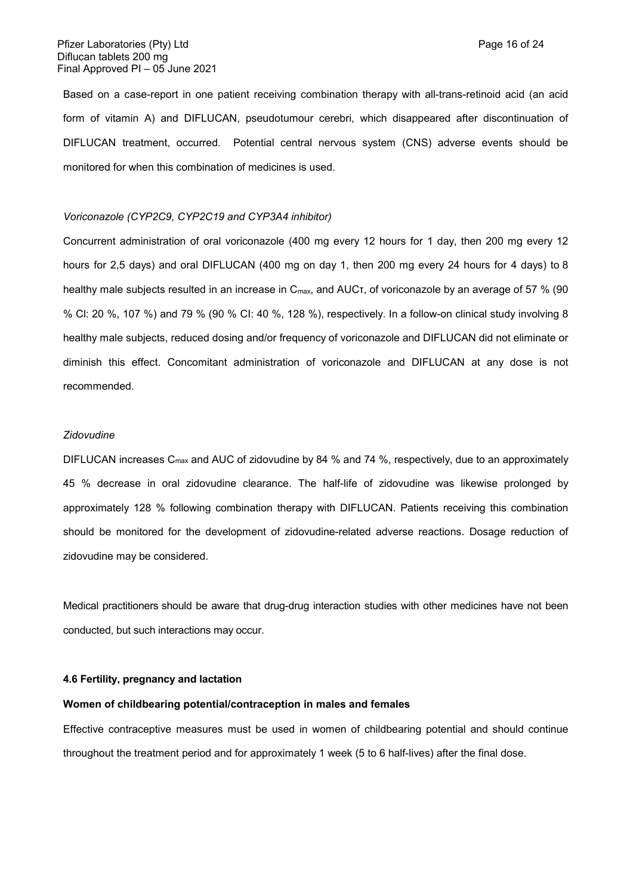Based on a case-report in one patient receiving combination therapy with all-trans-retinoid acid (an acid form of vitamin A) and DIFLUCAN, pseudotumour cerebri, which disappeared after discontinuation of DIFLUCAN treatment, occurred. Potential central nervous system (CNS) adverse events should be monitored for when this combination of medicines is used.

*Voriconazole (CYP2C9, CYP2C19 and CYP3A4 inhibitor)*

Concurrent administration of oral voriconazole (400 mg every 12 hours for 1 day, then 200 mg every 12 hours for 2,5 days) and oral DIFLUCAN (400 mg on day 1, then 200 mg every 24 hours for 4 days) to 8 healthy male subjects resulted in an increase in $C_{max}$, and $AUC_{\tau}$, of voriconazole by an average of 57 % (90 % CI: 20 %, 107 %) and 79 % (90 % CI: 40 %, 128 %), respectively. In a follow-on clinical study involving 8 healthy male subjects, reduced dosing and/or frequency of voriconazole and DIFLUCAN did not eliminate or diminish this effect. Concomitant administration of voriconazole and DIFLUCAN at any dose is not recommended.

*Zidovudine*

DIFLUCAN increases $C_{max}$ and AUC of zidovudine by 84 % and 74 %, respectively, due to an approximately 45 % decrease in oral zidovudine clearance. The half-life of zidovudine was likewise prolonged by approximately 128 % following combination therapy with DIFLUCAN. Patients receiving this combination should be monitored for the development of zidovudine-related adverse reactions. Dosage reduction of zidovudine may be considered.

Medical practitioners should be aware that drug-drug interaction studies with other medicines have not been conducted, but such interactions may occur.

**4.6 Fertility, pregnancy and lactation**

**Women of childbearing potential/contraception in males and females**

Effective contraceptive measures must be used in women of childbearing potential and should continue throughout the treatment period and for approximately 1 week (5 to 6 half-lives) after the final dose.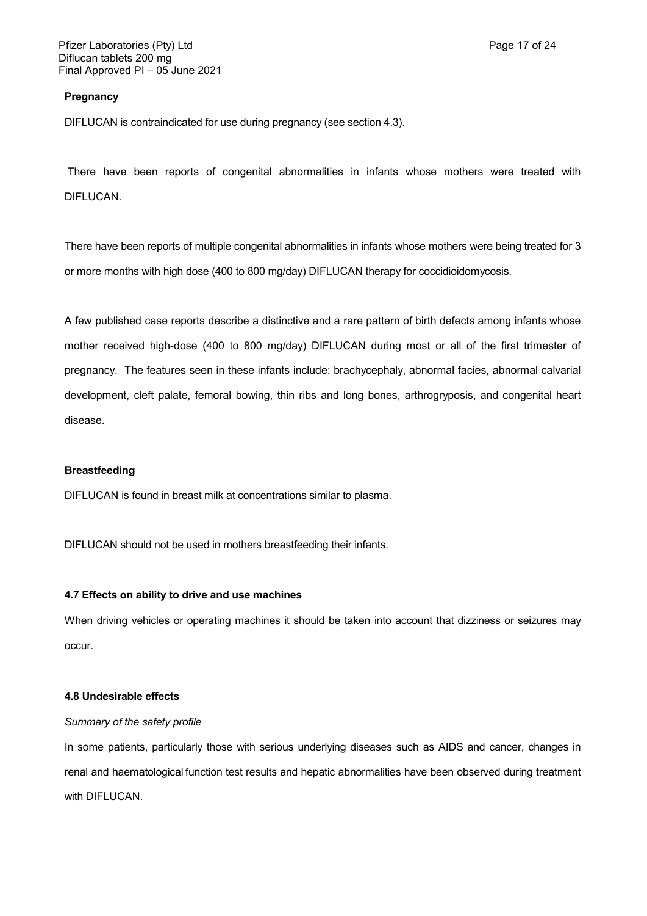**Pregnancy**

DIFLUCAN is contraindicated for use during pregnancy (see section 4.3).

There have been reports of congenital abnormalities in infants whose mothers were treated with DIFLUCAN.

There have been reports of multiple congenital abnormalities in infants whose mothers were being treated for 3 or more months with high dose (400 to 800 mg/day) DIFLUCAN therapy for coccidioidomycosis.

A few published case reports describe a distinctive and a rare pattern of birth defects among infants whose mother received high-dose (400 to 800 mg/day) DIFLUCAN during most or all of the first trimester of pregnancy. The features seen in these infants include: brachycephaly, abnormal facies, abnormal calvarial development, cleft palate, femoral bowing, thin ribs and long bones, arthrogryposis, and congenital heart disease.

**Breastfeeding**

DIFLUCAN is found in breast milk at concentrations similar to plasma.

DIFLUCAN should not be used in mothers breastfeeding their infants.

#### 4.7 Effects on ability to drive and use machines

When driving vehicles or operating machines it should be taken into account that dizziness or seizures may occur.

#### 4.8 Undesirable effects

*Summary of the safety profile*

In some patients, particularly those with serious underlying diseases such as AIDS and cancer, changes in renal and haematological function test results and hepatic abnormalities have been observed during treatment with DIFLUCAN.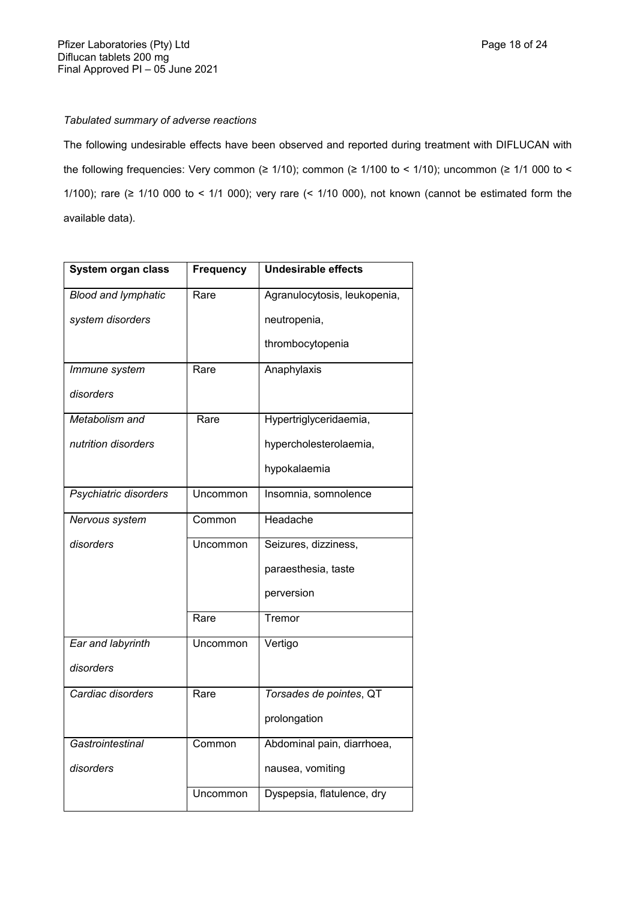*Tabulated summary of adverse reactions*

The following undesirable effects have been observed and reported during treatment with DIFLUCAN with the following frequencies: Very common (≥ 1/10); common (≥ 1/100 to < 1/10); uncommon (≥ 1/1 000 to < 1/100); rare (≥ 1/10 000 to < 1/1 000); very rare (< 1/10 000), not known (cannot be estimated form the available data).

| System organ class | Frequency | Undesirable effects |
|---|---|---|
| *Blood and lymphatic system disorders* | Rare | Agranulocytosis, leukopenia, neutropenia, thrombocytopenia |
| *Immune system disorders* | Rare | Anaphylaxis |
| *Metabolism and nutrition disorders* | Rare | Hypertriglyceridaemia, hypercholesterolaemia, hypokalaemia |
| *Psychiatric disorders* | Uncommon | Insomnia, somnolence |
| *Nervous system disorders* | Common | Headache |
| | Uncommon | Seizures, dizziness, paraesthesia, taste perversion |
| | Rare | Tremor |
| *Ear and labyrinth disorders* | Uncommon | Vertigo |
| *Cardiac disorders* | Rare | *Torsades de pointes*, QT prolongation |
| *Gastrointestinal disorders* | Common | Abdominal pain, diarrhoea, nausea, vomiting |
| | Uncommon | Dyspepsia, flatulence, dry |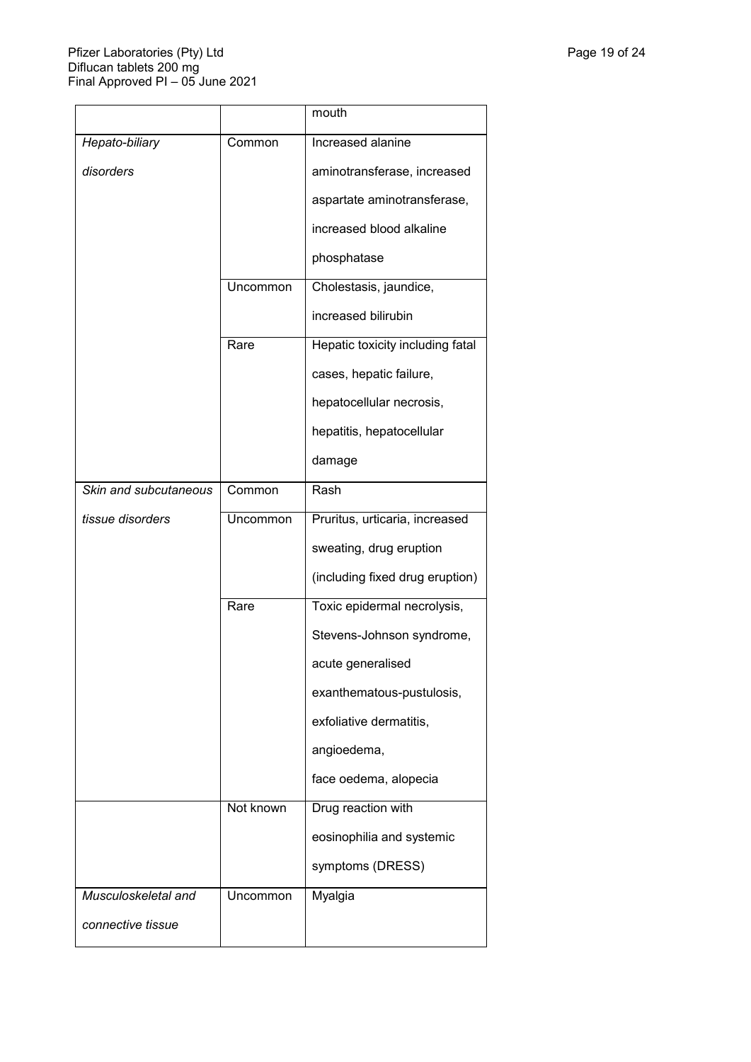| | | |
|---|---|---|
| | | mouth |
| *Hepato-biliary disorders* | Common | Increased alanine aminotransferase, increased aspartate aminotransferase, increased blood alkaline phosphatase |
| | Uncommon | Cholestasis, jaundice, increased bilirubin |
| | Rare | Hepatic toxicity including fatal cases, hepatic failure, hepatocellular necrosis, hepatitis, hepatocellular damage |
| *Skin and subcutaneous tissue disorders* | Common | Rash |
| | Uncommon | Pruritus, urticaria, increased sweating, drug eruption (including fixed drug eruption) |
| | Rare | Toxic epidermal necrolysis, Stevens-Johnson syndrome, acute generalised exanthematous-pustulosis, exfoliative dermatitis, angioedema, face oedema, alopecia |
| | Not known | Drug reaction with eosinophilia and systemic symptoms (DRESS) |
| *Musculoskeletal and connective tissue* | Uncommon | Myalgia |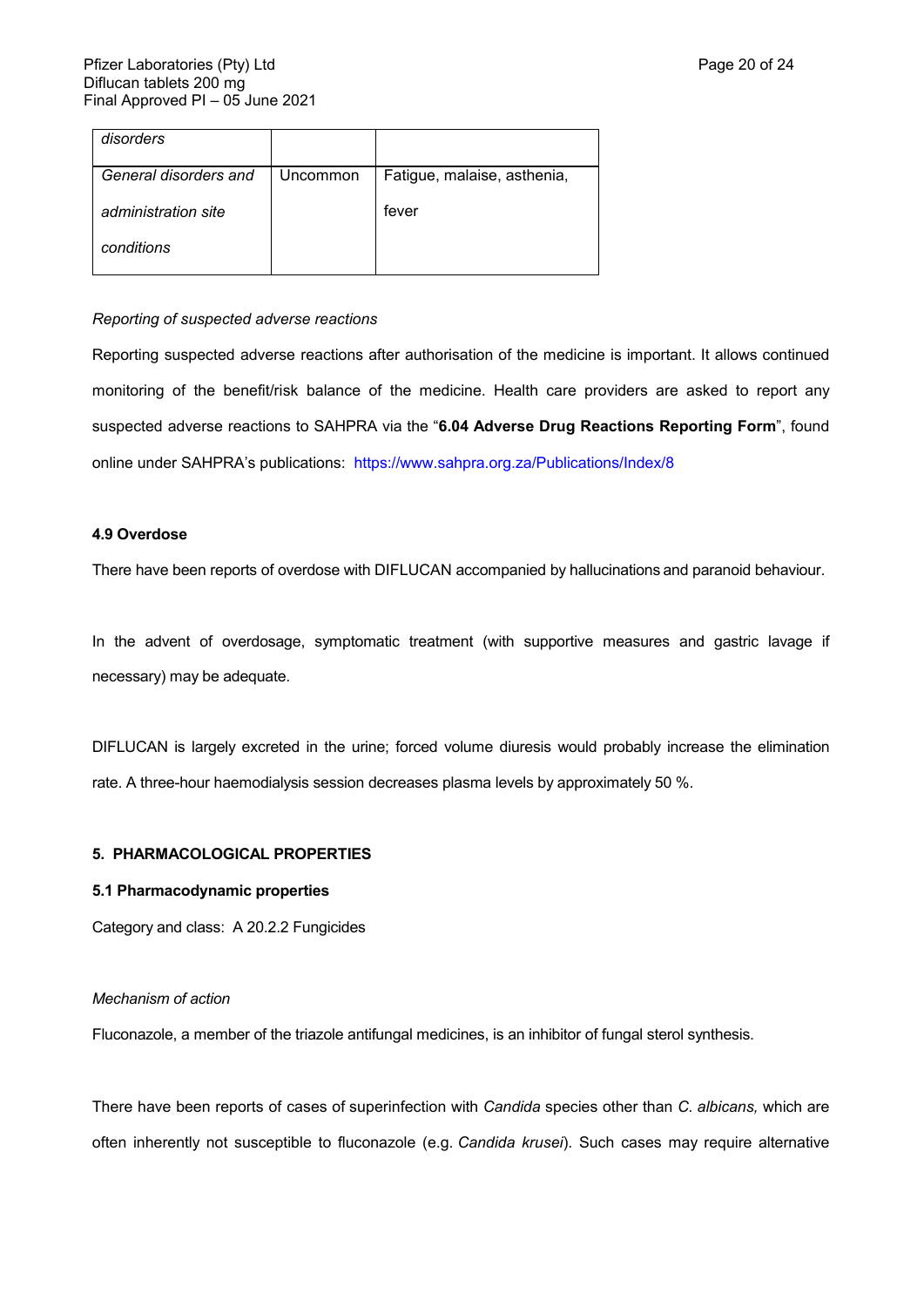| *disorders* | | |
|---|---|---|
| *General disorders and administration site conditions* | Uncommon | Fatigue, malaise, asthenia, fever |

*Reporting of suspected adverse reactions*

Reporting suspected adverse reactions after authorisation of the medicine is important. It allows continued monitoring of the benefit/risk balance of the medicine. Health care providers are asked to report any suspected adverse reactions to SAHPRA via the "**6.04 Adverse Drug Reactions Reporting Form**", found online under SAHPRA's publications: https://www.sahpra.org.za/Publications/Index/8

**4.9 Overdose**

There have been reports of overdose with DIFLUCAN accompanied by hallucinations and paranoid behaviour.

In the advent of overdosage, symptomatic treatment (with supportive measures and gastric lavage if necessary) may be adequate.

DIFLUCAN is largely excreted in the urine; forced volume diuresis would probably increase the elimination rate. A three-hour haemodialysis session decreases plasma levels by approximately 50 %.

**5. PHARMACOLOGICAL PROPERTIES**

**5.1 Pharmacodynamic properties**

Category and class: A 20.2.2 Fungicides

*Mechanism of action*

Fluconazole, a member of the triazole antifungal medicines, is an inhibitor of fungal sterol synthesis.

There have been reports of cases of superinfection with *Candida* species other than *C. albicans,* which are often inherently not susceptible to fluconazole (e.g. *Candida krusei*). Such cases may require alternative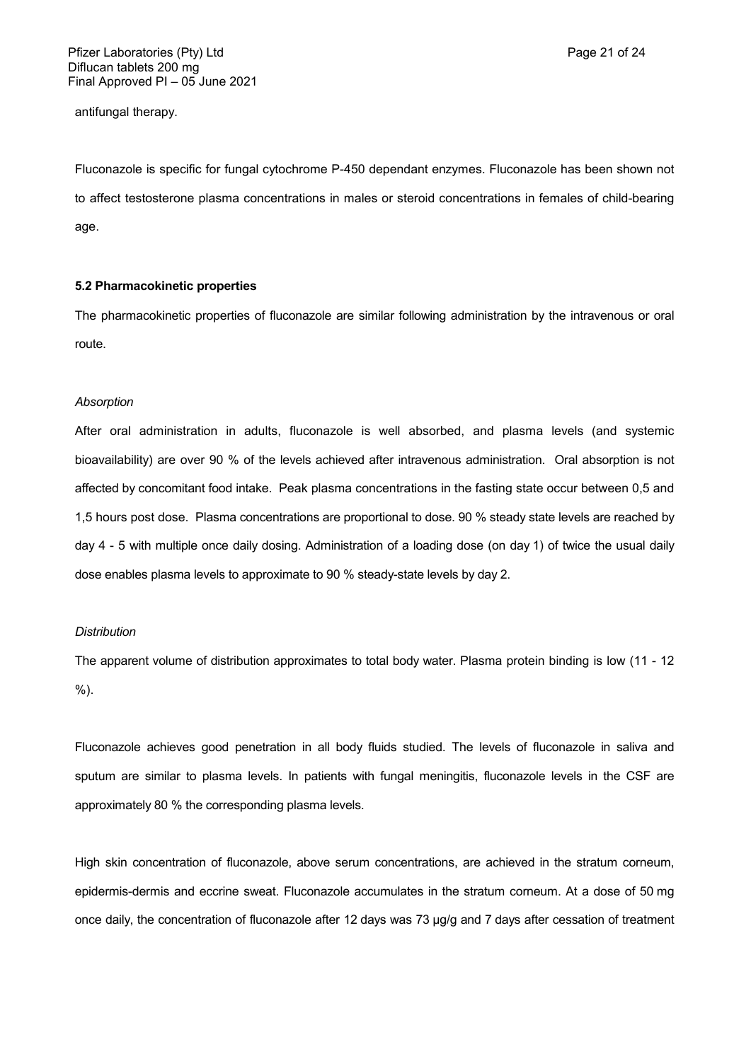antifungal therapy.

Fluconazole is specific for fungal cytochrome P-450 dependant enzymes. Fluconazole has been shown not to affect testosterone plasma concentrations in males or steroid concentrations in females of child-bearing age.

**5.2 Pharmacokinetic properties**

The pharmacokinetic properties of fluconazole are similar following administration by the intravenous or oral route.

*Absorption*

After oral administration in adults, fluconazole is well absorbed, and plasma levels (and systemic bioavailability) are over 90 % of the levels achieved after intravenous administration. Oral absorption is not affected by concomitant food intake. Peak plasma concentrations in the fasting state occur between 0,5 and 1,5 hours post dose. Plasma concentrations are proportional to dose. 90 % steady state levels are reached by day 4 - 5 with multiple once daily dosing. Administration of a loading dose (on day 1) of twice the usual daily dose enables plasma levels to approximate to 90 % steady-state levels by day 2.

*Distribution*

The apparent volume of distribution approximates to total body water. Plasma protein binding is low (11 - 12 %).

Fluconazole achieves good penetration in all body fluids studied. The levels of fluconazole in saliva and sputum are similar to plasma levels. In patients with fungal meningitis, fluconazole levels in the CSF are approximately 80 % the corresponding plasma levels.

High skin concentration of fluconazole, above serum concentrations, are achieved in the stratum corneum, epidermis-dermis and eccrine sweat. Fluconazole accumulates in the stratum corneum. At a dose of 50 mg once daily, the concentration of fluconazole after 12 days was 73 µg/g and 7 days after cessation of treatment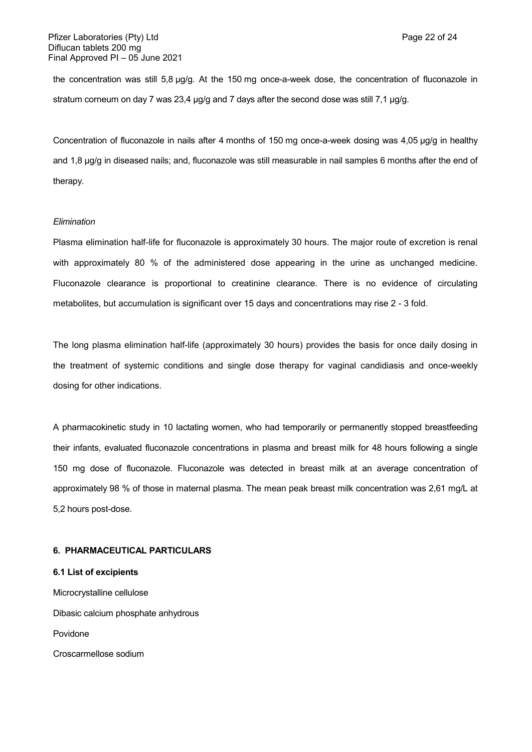the concentration was still 5,8 µg/g. At the 150 mg once-a-week dose, the concentration of fluconazole in stratum corneum on day 7 was 23,4 µg/g and 7 days after the second dose was still 7,1 µg/g.

Concentration of fluconazole in nails after 4 months of 150 mg once-a-week dosing was 4,05 µg/g in healthy and 1,8 µg/g in diseased nails; and, fluconazole was still measurable in nail samples 6 months after the end of therapy.

*Elimination*

Plasma elimination half-life for fluconazole is approximately 30 hours. The major route of excretion is renal with approximately 80 % of the administered dose appearing in the urine as unchanged medicine. Fluconazole clearance is proportional to creatinine clearance. There is no evidence of circulating metabolites, but accumulation is significant over 15 days and concentrations may rise 2 - 3 fold.

The long plasma elimination half-life (approximately 30 hours) provides the basis for once daily dosing in the treatment of systemic conditions and single dose therapy for vaginal candidiasis and once-weekly dosing for other indications.

A pharmacokinetic study in 10 lactating women, who had temporarily or permanently stopped breastfeeding their infants, evaluated fluconazole concentrations in plasma and breast milk for 48 hours following a single 150 mg dose of fluconazole. Fluconazole was detected in breast milk at an average concentration of approximately 98 % of those in maternal plasma. The mean peak breast milk concentration was 2,61 mg/L at 5,2 hours post-dose.

## 6. PHARMACEUTICAL PARTICULARS

### 6.1 List of excipients

Microcrystalline cellulose

Dibasic calcium phosphate anhydrous

Povidone

Croscarmellose sodium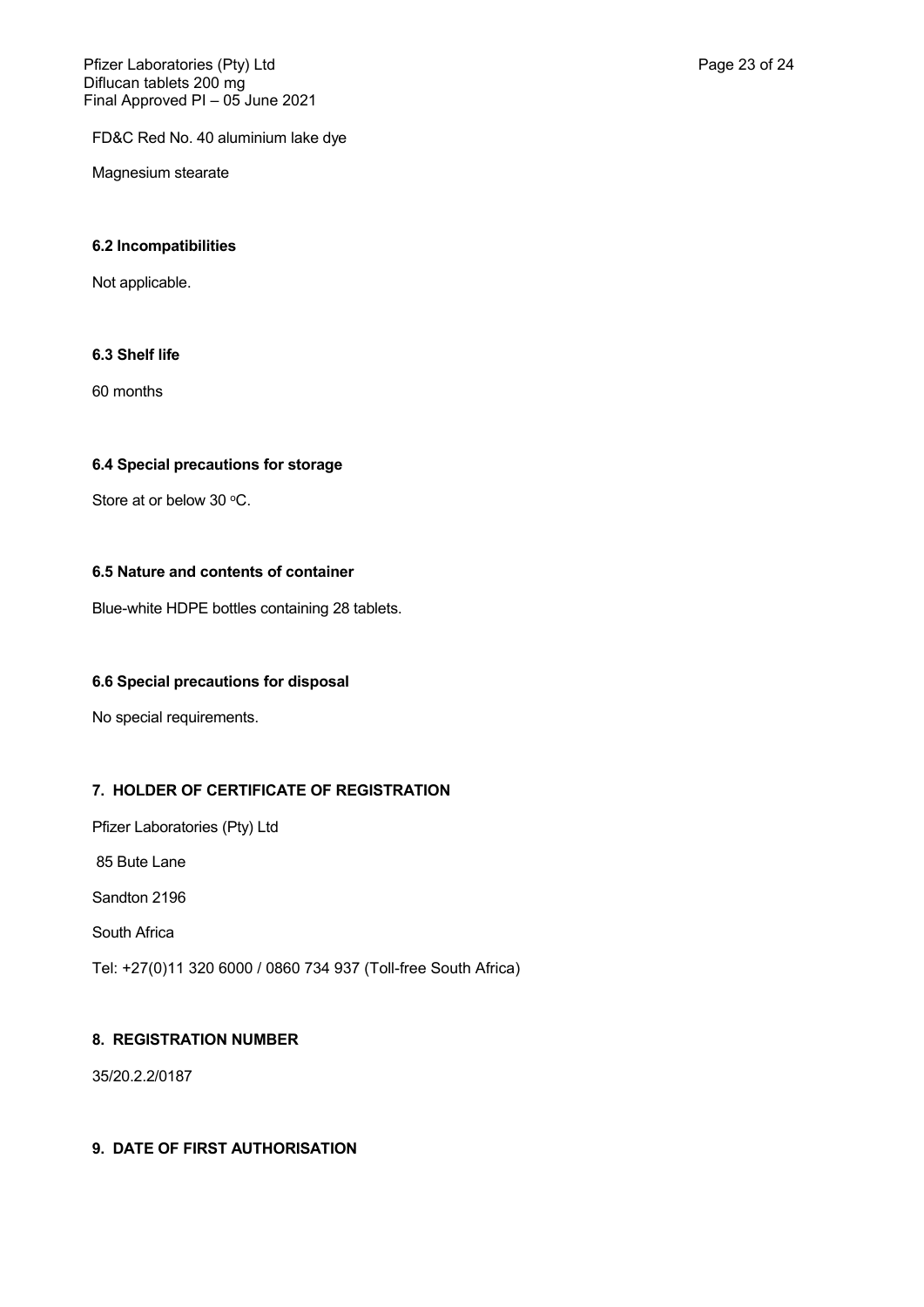FD&C Red No. 40 aluminium lake dye

Magnesium stearate

### 6.2 Incompatibilities

Not applicable.

### 6.3 Shelf life

60 months

### 6.4 Special precautions for storage

Store at or below 30 °C.

### 6.5 Nature and contents of container

Blue-white HDPE bottles containing 28 tablets.

### 6.6 Special precautions for disposal

No special requirements.

## 7. HOLDER OF CERTIFICATE OF REGISTRATION

Pfizer Laboratories (Pty) Ltd

85 Bute Lane

Sandton 2196

South Africa

Tel: +27(0)11 320 6000 / 0860 734 937 (Toll-free South Africa)

## 8. REGISTRATION NUMBER

35/20.2.2/0187

## 9. DATE OF FIRST AUTHORISATION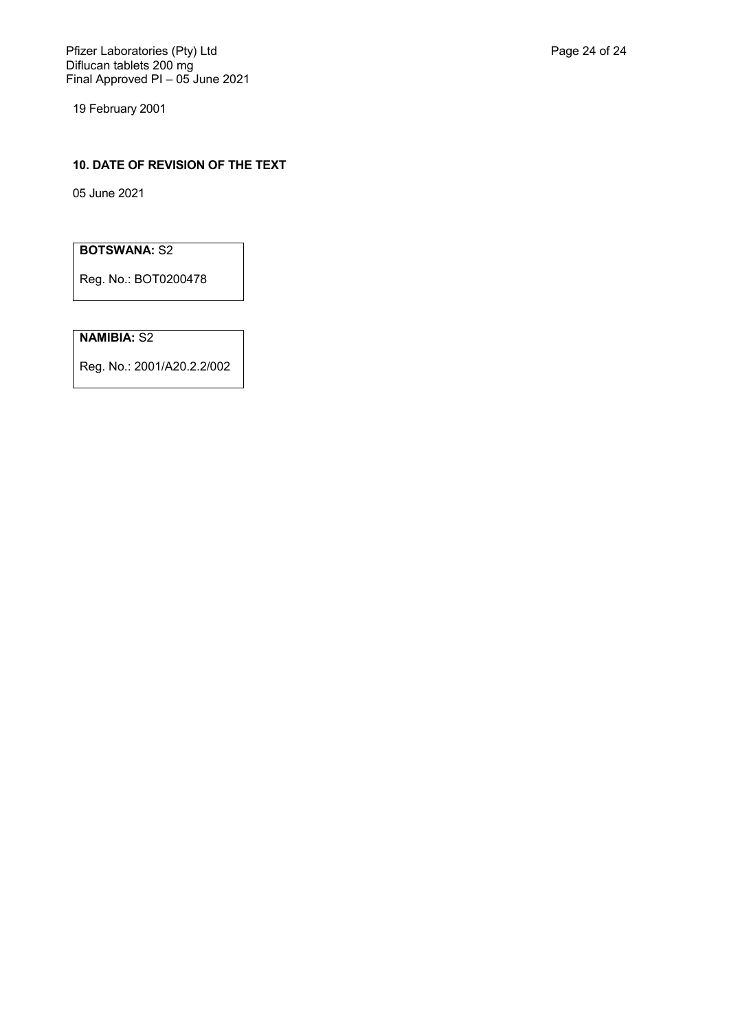19 February 2001

## 10. DATE OF REVISION OF THE TEXT

05 June 2021

**BOTSWANA:** S2

Reg. No.: BOT0200478

**NAMIBIA:** S2

Reg. No.: 2001/A20.2.2/002